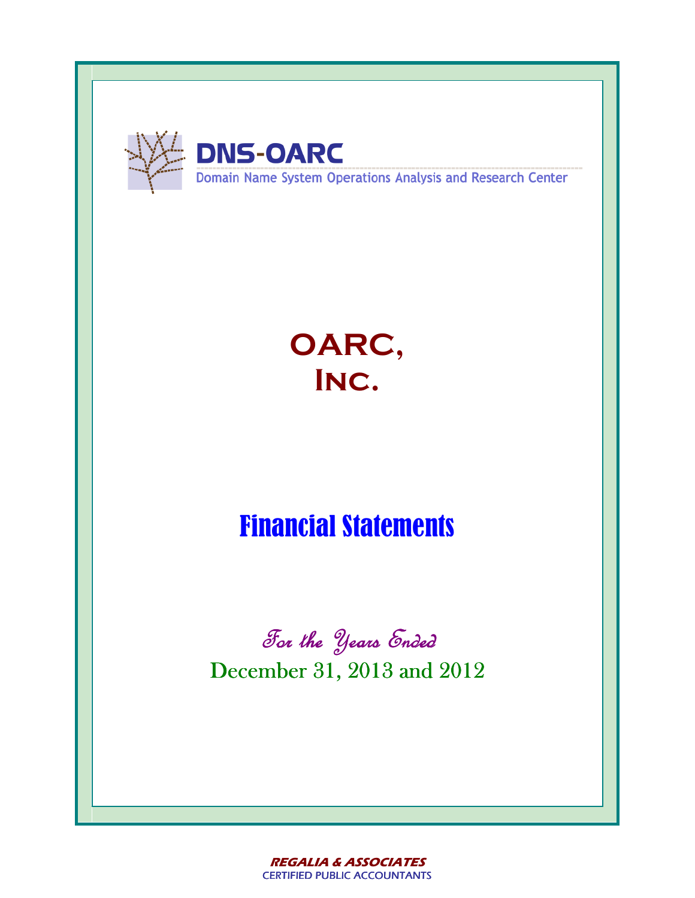DNS-OARC

Domain Name System Operations Analysis and Research Center

# OARC, Inc.

## Financial Statements

*For the Years Ended*

December 31, 2013 and 2012

***REGALIA & ASSOCIATES***

CERTIFIED PUBLIC ACCOUNTANTS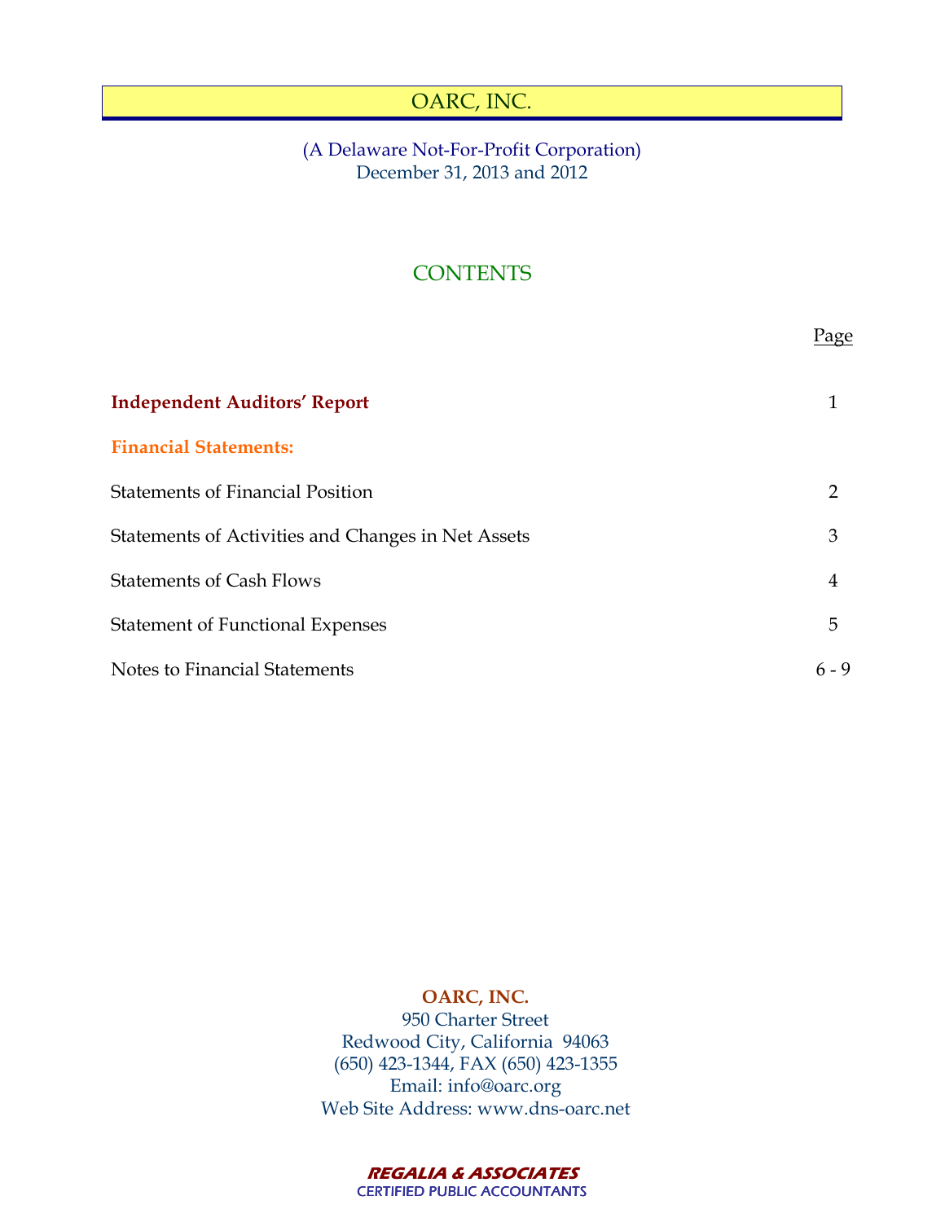# OARC, INC.

(A Delaware Not-For-Profit Corporation)
December 31, 2013 and 2012

## CONTENTS

| | Page |
|---|---|
| **Independent Auditors' Report** | 1 |
| **Financial Statements:** | |
| Statements of Financial Position | 2 |
| Statements of Activities and Changes in Net Assets | 3 |
| Statements of Cash Flows | 4 |
| Statement of Functional Expenses | 5 |
| Notes to Financial Statements | 6 - 9 |

**OARC, INC.**
950 Charter Street
Redwood City, California 94063
(650) 423-1344, FAX (650) 423-1355
Email: info@oarc.org
Web Site Address: www.dns-oarc.net

***REGALIA & ASSOCIATES***
CERTIFIED PUBLIC ACCOUNTANTS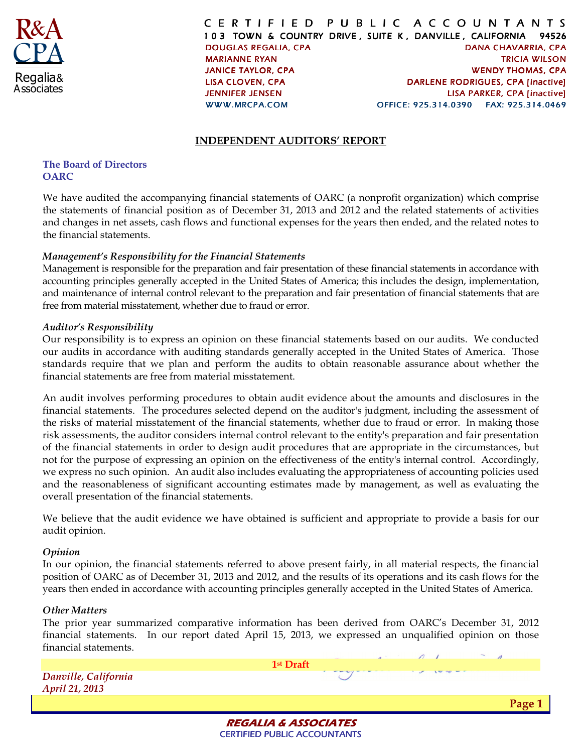CERTIFIED PUBLIC ACCOUNTANTS
103 TOWN & COUNTRY DRIVE, SUITE K, DANVILLE, CALIFORNIA 94526

DOUGLAS REGALIA, CPA — DANA CHAVARRIA, CPA
MARIANNE RYAN — TRICIA WILSON
JANICE TAYLOR, CPA — WENDY THOMAS, CPA
LISA CLOVEN, CPA — DARLENE RODRIGUES, CPA [inactive]
JENNIFER JENSEN — LISA PARKER, CPA [inactive]
WWW.MRCPA.COM — OFFICE: 925.314.0390 FAX: 925.314.0469

## INDEPENDENT AUDITORS' REPORT

**The Board of Directors**
**OARC**

We have audited the accompanying financial statements of OARC (a nonprofit organization) which comprise the statements of financial position as of December 31, 2013 and 2012 and the related statements of activities and changes in net assets, cash flows and functional expenses for the years then ended, and the related notes to the financial statements.

***Management's Responsibility for the Financial Statements***
Management is responsible for the preparation and fair presentation of these financial statements in accordance with accounting principles generally accepted in the United States of America; this includes the design, implementation, and maintenance of internal control relevant to the preparation and fair presentation of financial statements that are free from material misstatement, whether due to fraud or error.

***Auditor's Responsibility***
Our responsibility is to express an opinion on these financial statements based on our audits. We conducted our audits in accordance with auditing standards generally accepted in the United States of America. Those standards require that we plan and perform the audits to obtain reasonable assurance about whether the financial statements are free from material misstatement.

An audit involves performing procedures to obtain audit evidence about the amounts and disclosures in the financial statements. The procedures selected depend on the auditor's judgment, including the assessment of the risks of material misstatement of the financial statements, whether due to fraud or error. In making those risk assessments, the auditor considers internal control relevant to the entity's preparation and fair presentation of the financial statements in order to design audit procedures that are appropriate in the circumstances, but not for the purpose of expressing an opinion on the effectiveness of the entity's internal control. Accordingly, we express no such opinion. An audit also includes evaluating the appropriateness of accounting policies used and the reasonableness of significant accounting estimates made by management, as well as evaluating the overall presentation of the financial statements.

We believe that the audit evidence we have obtained is sufficient and appropriate to provide a basis for our audit opinion.

***Opinion***
In our opinion, the financial statements referred to above present fairly, in all material respects, the financial position of OARC as of December 31, 2013 and 2012, and the results of its operations and its cash flows for the years then ended in accordance with accounting principles generally accepted in the United States of America.

***Other Matters***
The prior year summarized comparative information has been derived from OARC's December 31, 2012 financial statements. In our report dated April 15, 2013, we expressed an unqualified opinion on those financial statements.

**1st Draft**

*Danville, California*
*April 21, 2013*

**REGALIA & ASSOCIATES**
CERTIFIED PUBLIC ACCOUNTANTS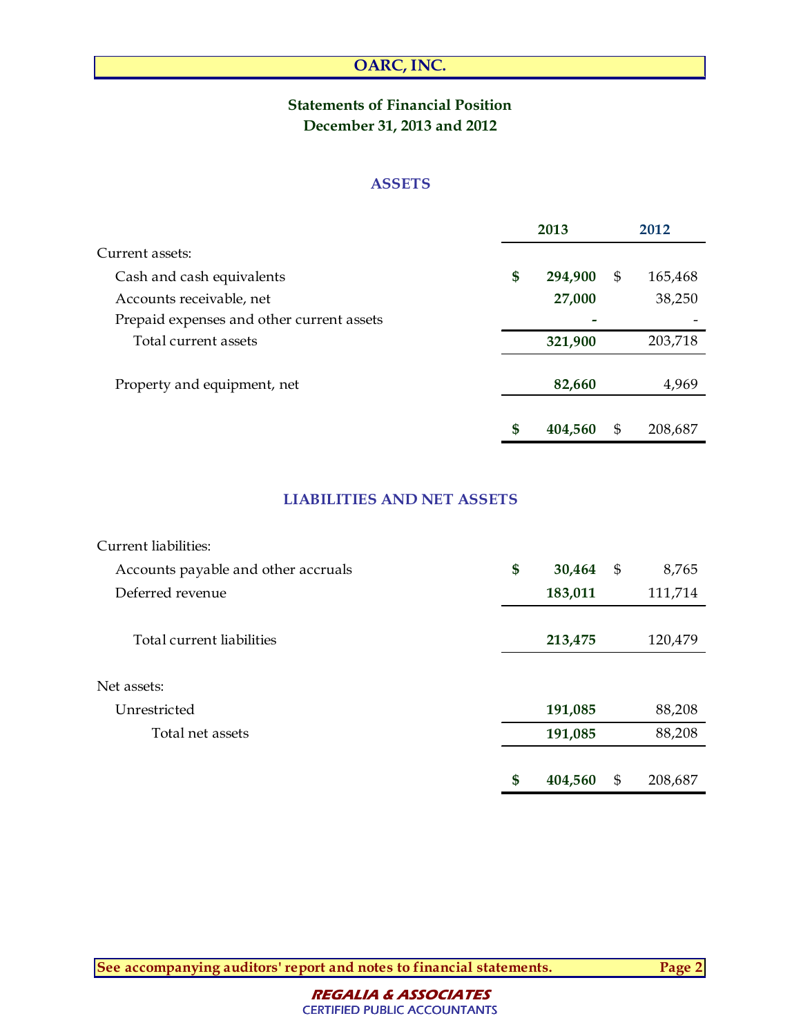# OARC, INC.

## Statements of Financial Position
## December 31, 2013 and 2012

### ASSETS

| | 2013 | 2012 |
|---|---|---|
| Current assets: | | |
| Cash and cash equivalents | $ 294,900 | $ 165,468 |
| Accounts receivable, net | 27,000 | 38,250 |
| Prepaid expenses and other current assets | - | - |
| Total current assets | 321,900 | 203,718 |
| Property and equipment, net | 82,660 | 4,969 |
| | $ 404,560 | $ 208,687 |

### LIABILITIES AND NET ASSETS

| | 2013 | 2012 |
|---|---|---|
| Current liabilities: | | |
| Accounts payable and other accruals | $ 30,464 | $ 8,765 |
| Deferred revenue | 183,011 | 111,714 |
| Total current liabilities | 213,475 | 120,479 |
| Net assets: | | |
| Unrestricted | 191,085 | 88,208 |
| Total net assets | 191,085 | 88,208 |
| | $ 404,560 | $ 208,687 |

See accompanying auditors' report and notes to financial statements.

REGALIA & ASSOCIATES
CERTIFIED PUBLIC ACCOUNTANTS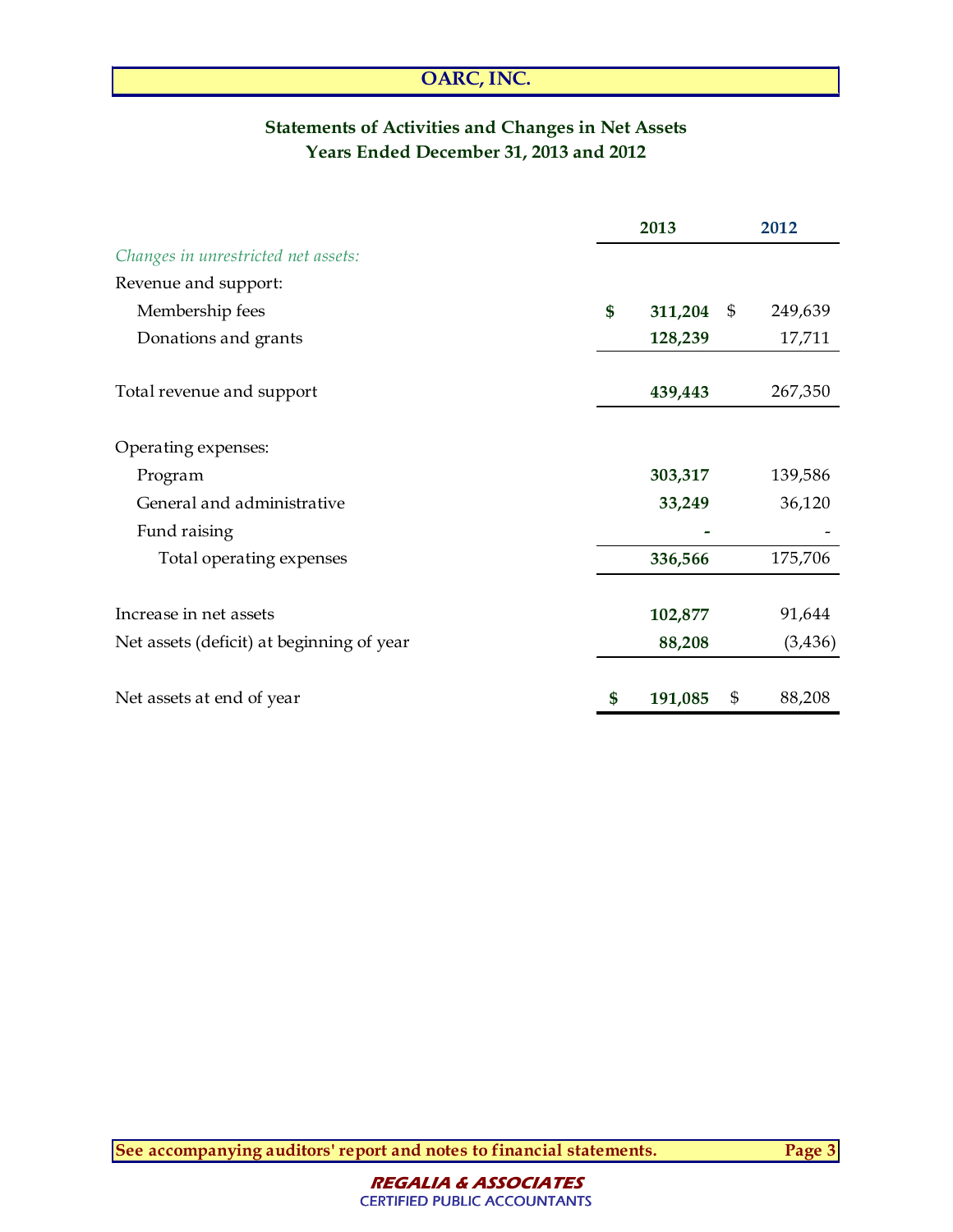# OARC, INC.

## Statements of Activities and Changes in Net Assets
## Years Ended December 31, 2013 and 2012

| | 2013 | 2012 |
|---|---|---|
| *Changes in unrestricted net assets:* | | |
| Revenue and support: | | |
| Membership fees | $ 311,204 | $ 249,639 |
| Donations and grants | 128,239 | 17,711 |
| Total revenue and support | 439,443 | 267,350 |
| Operating expenses: | | |
| Program | 303,317 | 139,586 |
| General and administrative | 33,249 | 36,120 |
| Fund raising | - | - |
| Total operating expenses | 336,566 | 175,706 |
| Increase in net assets | 102,877 | 91,644 |
| Net assets (deficit) at beginning of year | 88,208 | (3,436) |
| Net assets at end of year | $ 191,085 | $ 88,208 |

See accompanying auditors' report and notes to financial statements.

REGALIA & ASSOCIATES
CERTIFIED PUBLIC ACCOUNTANTS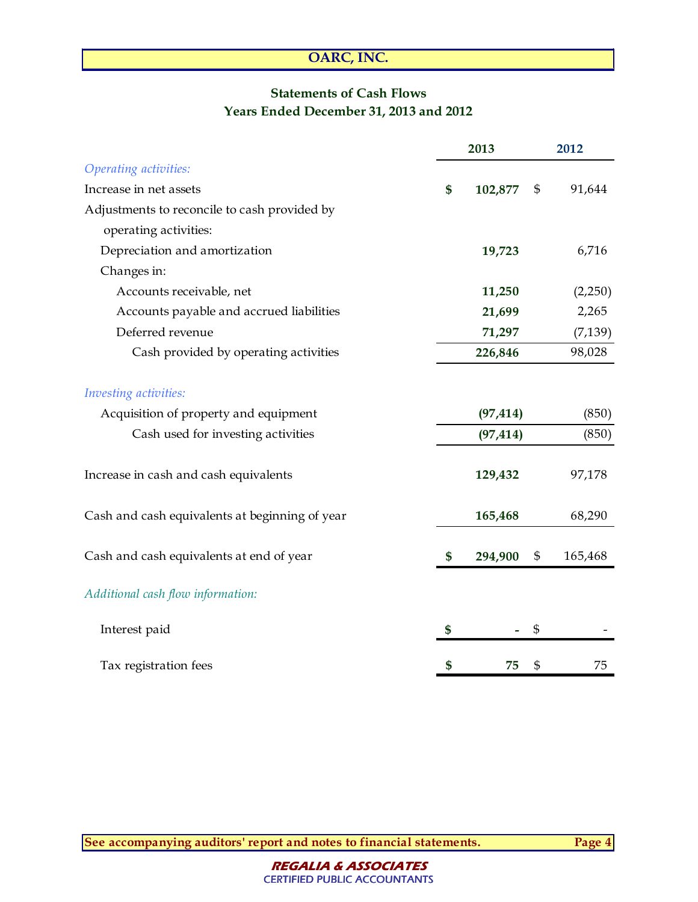# OARC, INC.

## Statements of Cash Flows
### Years Ended December 31, 2013 and 2012

| | 2013 | 2012 |
|---|---|---|
| *Operating activities:* | | |
| Increase in net assets | $ 102,877 | $ 91,644 |
| Adjustments to reconcile to cash provided by operating activities: | | |
| Depreciation and amortization | 19,723 | 6,716 |
| Changes in: | | |
| Accounts receivable, net | 11,250 | (2,250) |
| Accounts payable and accrued liabilities | 21,699 | 2,265 |
| Deferred revenue | 71,297 | (7,139) |
| Cash provided by operating activities | 226,846 | 98,028 |
| *Investing activities:* | | |
| Acquisition of property and equipment | (97,414) | (850) |
| Cash used for investing activities | (97,414) | (850) |
| Increase in cash and cash equivalents | 129,432 | 97,178 |
| Cash and cash equivalents at beginning of year | 165,468 | 68,290 |
| Cash and cash equivalents at end of year | $ 294,900 | $ 165,468 |
| *Additional cash flow information:* | | |
| Interest paid | $ - | $ - |
| Tax registration fees | $ 75 | $ 75 |

**See accompanying auditors' report and notes to financial statements.**

***REGALIA & ASSOCIATES***
CERTIFIED PUBLIC ACCOUNTANTS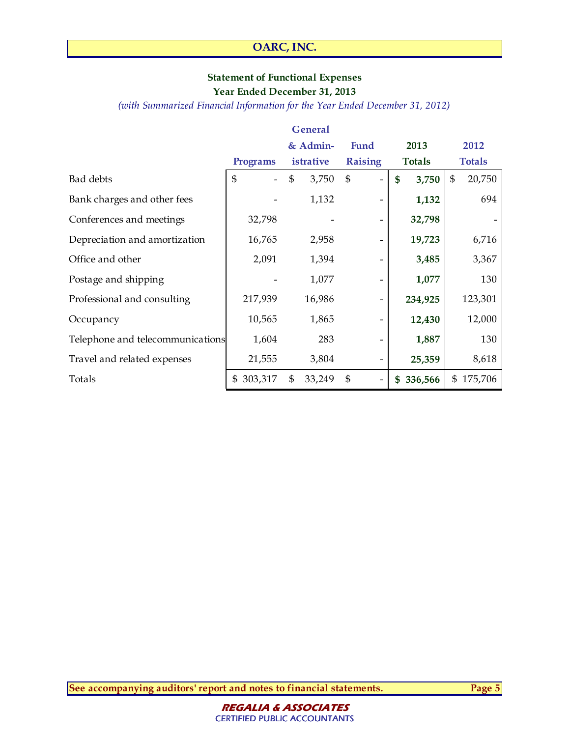# OARC, INC.

## Statement of Functional Expenses
### Year Ended December 31, 2013
*(with Summarized Financial Information for the Year Ended December 31, 2012)*

| | Programs | General & Administrative | Fund Raising | 2013 Totals | 2012 Totals |
|---|---|---|---|---|---|
| Bad debts | $ - | $ 3,750 | $ - | **$ 3,750** | $ 20,750 |
| Bank charges and other fees | - | 1,132 | - | **1,132** | 694 |
| Conferences and meetings | 32,798 | - | - | **32,798** | - |
| Depreciation and amortization | 16,765 | 2,958 | - | **19,723** | 6,716 |
| Office and other | 2,091 | 1,394 | - | **3,485** | 3,367 |
| Postage and shipping | - | 1,077 | - | **1,077** | 130 |
| Professional and consulting | 217,939 | 16,986 | - | **234,925** | 123,301 |
| Occupancy | 10,565 | 1,865 | - | **12,430** | 12,000 |
| Telephone and telecommunications | 1,604 | 283 | - | **1,887** | 130 |
| Travel and related expenses | 21,555 | 3,804 | - | **25,359** | 8,618 |
| Totals | $ 303,317 | $ 33,249 | $ - | **$ 336,566** | $ 175,706 |

**See accompanying auditors' report and notes to financial statements.**

***REGALIA & ASSOCIATES***
CERTIFIED PUBLIC ACCOUNTANTS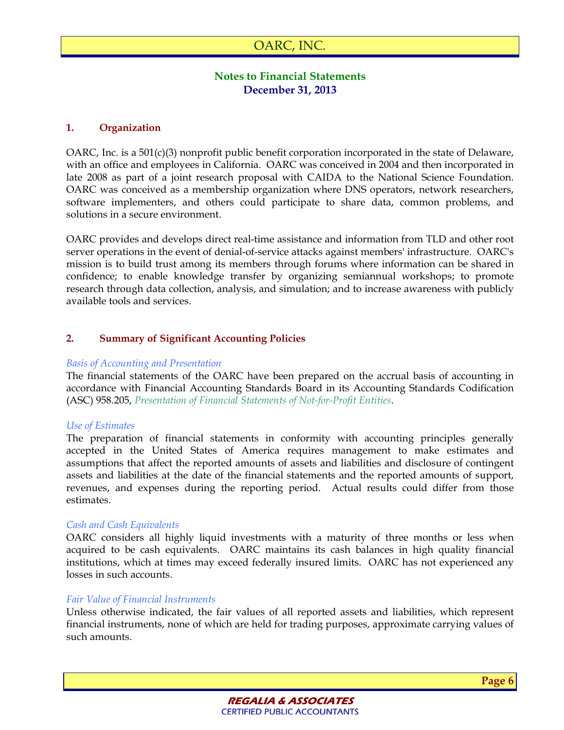# OARC, INC.

## Notes to Financial Statements
## December 31, 2013

### 1. Organization

OARC, Inc. is a 501(c)(3) nonprofit public benefit corporation incorporated in the state of Delaware, with an office and employees in California. OARC was conceived in 2004 and then incorporated in late 2008 as part of a joint research proposal with CAIDA to the National Science Foundation. OARC was conceived as a membership organization where DNS operators, network researchers, software implementers, and others could participate to share data, common problems, and solutions in a secure environment.

OARC provides and develops direct real-time assistance and information from TLD and other root server operations in the event of denial-of-service attacks against members' infrastructure. OARC's mission is to build trust among its members through forums where information can be shared in confidence; to enable knowledge transfer by organizing semiannual workshops; to promote research through data collection, analysis, and simulation; and to increase awareness with publicly available tools and services.

### 2. Summary of Significant Accounting Policies

*Basis of Accounting and Presentation*

The financial statements of the OARC have been prepared on the accrual basis of accounting in accordance with Financial Accounting Standards Board in its Accounting Standards Codification (ASC) 958.205, *Presentation of Financial Statements of Not-for-Profit Entities*.

*Use of Estimates*

The preparation of financial statements in conformity with accounting principles generally accepted in the United States of America requires management to make estimates and assumptions that affect the reported amounts of assets and liabilities and disclosure of contingent assets and liabilities at the date of the financial statements and the reported amounts of support, revenues, and expenses during the reporting period. Actual results could differ from those estimates.

*Cash and Cash Equivalents*

OARC considers all highly liquid investments with a maturity of three months or less when acquired to be cash equivalents. OARC maintains its cash balances in high quality financial institutions, which at times may exceed federally insured limits. OARC has not experienced any losses in such accounts.

*Fair Value of Financial Instruments*

Unless otherwise indicated, the fair values of all reported assets and liabilities, which represent financial instruments, none of which are held for trading purposes, approximate carrying values of such amounts.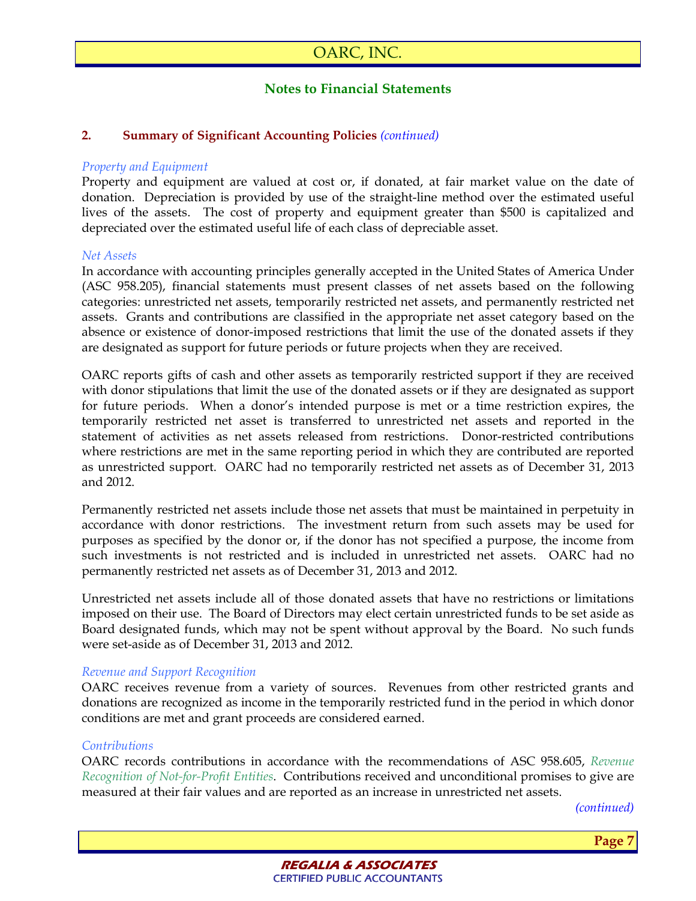# OARC, INC.

## Notes to Financial Statements

### 2. Summary of Significant Accounting Policies *(continued)*

*Property and Equipment*

Property and equipment are valued at cost or, if donated, at fair market value on the date of donation. Depreciation is provided by use of the straight-line method over the estimated useful lives of the assets. The cost of property and equipment greater than $500 is capitalized and depreciated over the estimated useful life of each class of depreciable asset.

*Net Assets*

In accordance with accounting principles generally accepted in the United States of America Under (ASC 958.205), financial statements must present classes of net assets based on the following categories: unrestricted net assets, temporarily restricted net assets, and permanently restricted net assets. Grants and contributions are classified in the appropriate net asset category based on the absence or existence of donor-imposed restrictions that limit the use of the donated assets if they are designated as support for future periods or future projects when they are received.

OARC reports gifts of cash and other assets as temporarily restricted support if they are received with donor stipulations that limit the use of the donated assets or if they are designated as support for future periods. When a donor's intended purpose is met or a time restriction expires, the temporarily restricted net asset is transferred to unrestricted net assets and reported in the statement of activities as net assets released from restrictions. Donor-restricted contributions where restrictions are met in the same reporting period in which they are contributed are reported as unrestricted support. OARC had no temporarily restricted net assets as of December 31, 2013 and 2012.

Permanently restricted net assets include those net assets that must be maintained in perpetuity in accordance with donor restrictions. The investment return from such assets may be used for purposes as specified by the donor or, if the donor has not specified a purpose, the income from such investments is not restricted and is included in unrestricted net assets. OARC had no permanently restricted net assets as of December 31, 2013 and 2012.

Unrestricted net assets include all of those donated assets that have no restrictions or limitations imposed on their use. The Board of Directors may elect certain unrestricted funds to be set aside as Board designated funds, which may not be spent without approval by the Board. No such funds were set-aside as of December 31, 2013 and 2012.

*Revenue and Support Recognition*

OARC receives revenue from a variety of sources. Revenues from other restricted grants and donations are recognized as income in the temporarily restricted fund in the period in which donor conditions are met and grant proceeds are considered earned.

*Contributions*

OARC records contributions in accordance with the recommendations of ASC 958.605, *Revenue Recognition of Not-for-Profit Entities*. Contributions received and unconditional promises to give are measured at their fair values and are reported as an increase in unrestricted net assets.

*(continued)*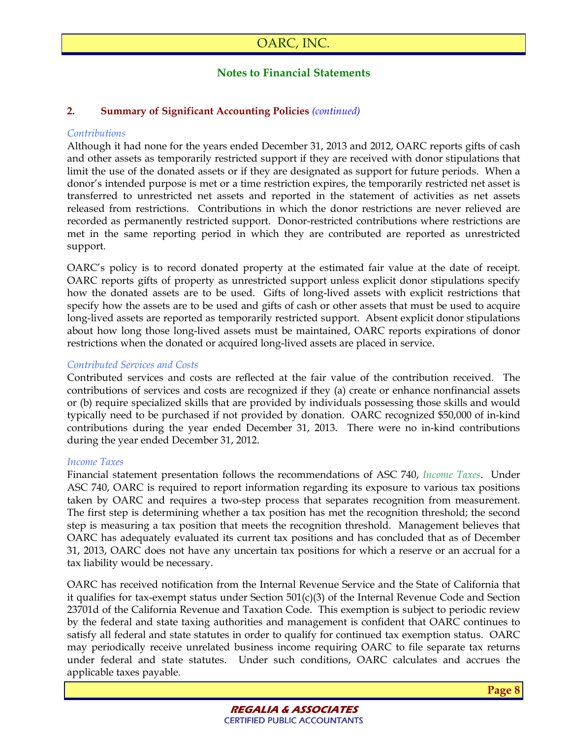## Notes to Financial Statements

### 2. Summary of Significant Accounting Policies *(continued)*

*Contributions*

Although it had none for the years ended December 31, 2013 and 2012, OARC reports gifts of cash and other assets as temporarily restricted support if they are received with donor stipulations that limit the use of the donated assets or if they are designated as support for future periods. When a donor's intended purpose is met or a time restriction expires, the temporarily restricted net asset is transferred to unrestricted net assets and reported in the statement of activities as net assets released from restrictions. Contributions in which the donor restrictions are never relieved are recorded as permanently restricted support. Donor-restricted contributions where restrictions are met in the same reporting period in which they are contributed are reported as unrestricted support.

OARC's policy is to record donated property at the estimated fair value at the date of receipt. OARC reports gifts of property as unrestricted support unless explicit donor stipulations specify how the donated assets are to be used. Gifts of long-lived assets with explicit restrictions that specify how the assets are to be used and gifts of cash or other assets that must be used to acquire long-lived assets are reported as temporarily restricted support. Absent explicit donor stipulations about how long those long-lived assets must be maintained, OARC reports expirations of donor restrictions when the donated or acquired long-lived assets are placed in service.

*Contributed Services and Costs*

Contributed services and costs are reflected at the fair value of the contribution received. The contributions of services and costs are recognized if they (a) create or enhance nonfinancial assets or (b) require specialized skills that are provided by individuals possessing those skills and would typically need to be purchased if not provided by donation. OARC recognized $50,000 of in-kind contributions during the year ended December 31, 2013. There were no in-kind contributions during the year ended December 31, 2012.

*Income Taxes*

Financial statement presentation follows the recommendations of ASC 740, *Income Taxes*. Under ASC 740, OARC is required to report information regarding its exposure to various tax positions taken by OARC and requires a two-step process that separates recognition from measurement. The first step is determining whether a tax position has met the recognition threshold; the second step is measuring a tax position that meets the recognition threshold. Management believes that OARC has adequately evaluated its current tax positions and has concluded that as of December 31, 2013, OARC does not have any uncertain tax positions for which a reserve or an accrual for a tax liability would be necessary.

OARC has received notification from the Internal Revenue Service and the State of California that it qualifies for tax-exempt status under Section 501(c)(3) of the Internal Revenue Code and Section 23701d of the California Revenue and Taxation Code. This exemption is subject to periodic review by the federal and state taxing authorities and management is confident that OARC continues to satisfy all federal and state statutes in order to qualify for continued tax exemption status. OARC may periodically receive unrelated business income requiring OARC to file separate tax returns under federal and state statutes. Under such conditions, OARC calculates and accrues the applicable taxes payable.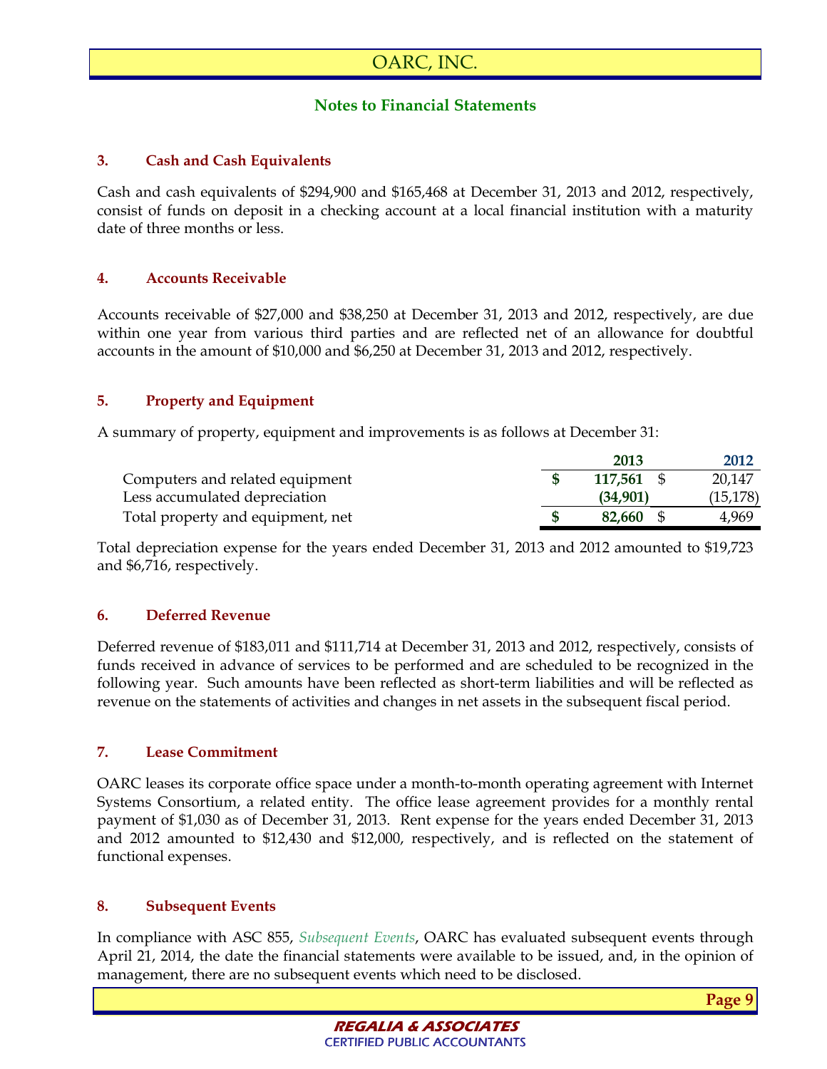# OARC, INC.

## Notes to Financial Statements

### 3. Cash and Cash Equivalents

Cash and cash equivalents of $294,900 and $165,468 at December 31, 2013 and 2012, respectively, consist of funds on deposit in a checking account at a local financial institution with a maturity date of three months or less.

### 4. Accounts Receivable

Accounts receivable of $27,000 and $38,250 at December 31, 2013 and 2012, respectively, are due within one year from various third parties and are reflected net of an allowance for doubtful accounts in the amount of $10,000 and $6,250 at December 31, 2013 and 2012, respectively.

### 5. Property and Equipment

A summary of property, equipment and improvements is as follows at December 31:

| | 2013 | 2012 |
|---|---|---|
| Computers and related equipment | $ **117,561** | $ 20,147 |
| Less accumulated depreciation | **(34,901)** | (15,178) |
| Total property and equipment, net | $ **82,660** | $ 4,969 |

Total depreciation expense for the years ended December 31, 2013 and 2012 amounted to $19,723 and $6,716, respectively.

### 6. Deferred Revenue

Deferred revenue of $183,011 and $111,714 at December 31, 2013 and 2012, respectively, consists of funds received in advance of services to be performed and are scheduled to be recognized in the following year. Such amounts have been reflected as short-term liabilities and will be reflected as revenue on the statements of activities and changes in net assets in the subsequent fiscal period.

### 7. Lease Commitment

OARC leases its corporate office space under a month-to-month operating agreement with Internet Systems Consortium, a related entity. The office lease agreement provides for a monthly rental payment of $1,030 as of December 31, 2013. Rent expense for the years ended December 31, 2013 and 2012 amounted to $12,430 and $12,000, respectively, and is reflected on the statement of functional expenses.

### 8. Subsequent Events

In compliance with ASC 855, *Subsequent Events*, OARC has evaluated subsequent events through April 21, 2014, the date the financial statements were available to be issued, and, in the opinion of management, there are no subsequent events which need to be disclosed.